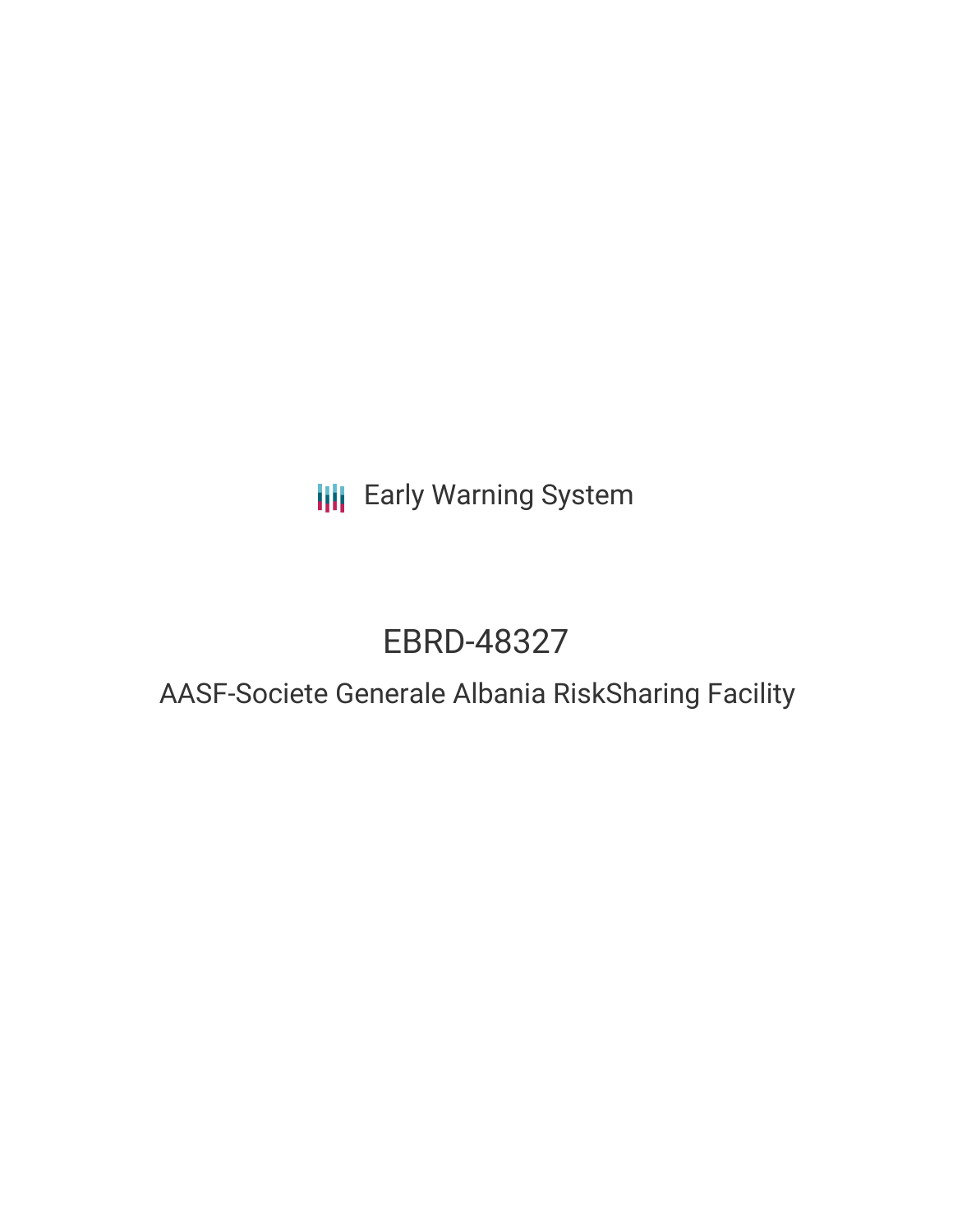Early Warning System

# EBRD-48327

## AASF-Societe Generale Albania RiskSharing Facility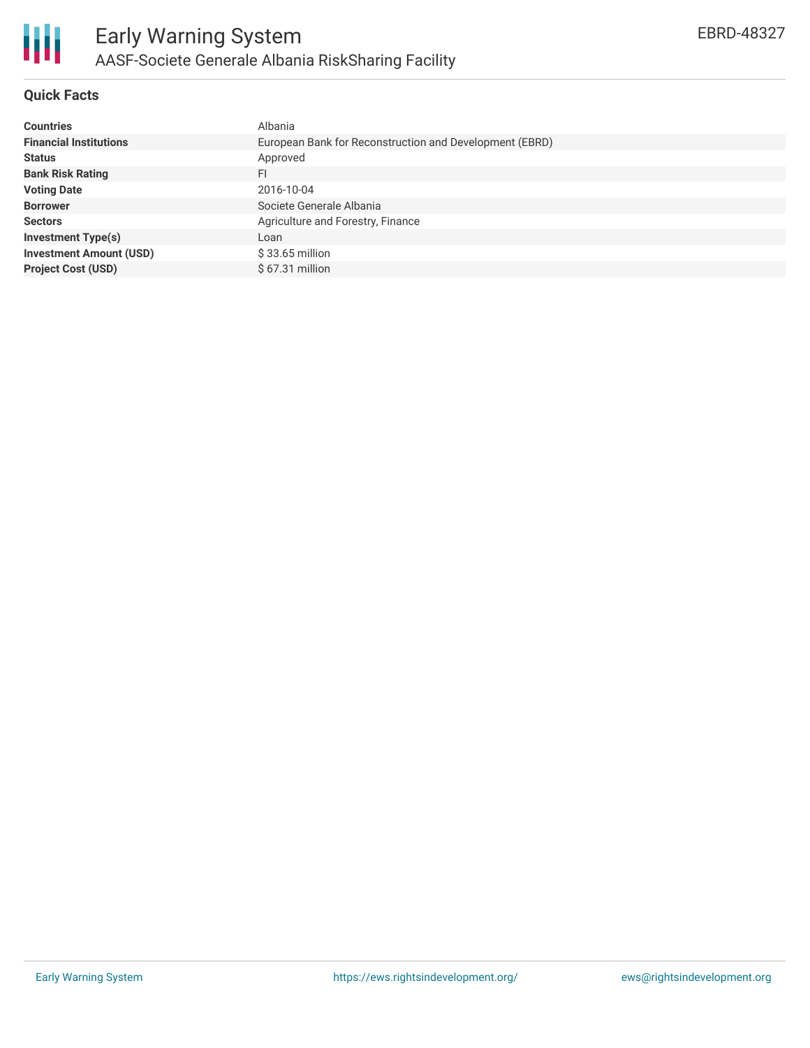# Early Warning System

## AASF-Societe Generale Albania RiskSharing Facility

EBRD-48327

### Quick Facts

| | |
|---|---|
| **Countries** | Albania |
| **Financial Institutions** | European Bank for Reconstruction and Development (EBRD) |
| **Status** | Approved |
| **Bank Risk Rating** | FI |
| **Voting Date** | 2016-10-04 |
| **Borrower** | Societe Generale Albania |
| **Sectors** | Agriculture and Forestry, Finance |
| **Investment Type(s)** | Loan |
| **Investment Amount (USD)** | $ 33.65 million |
| **Project Cost (USD)** | $ 67.31 million |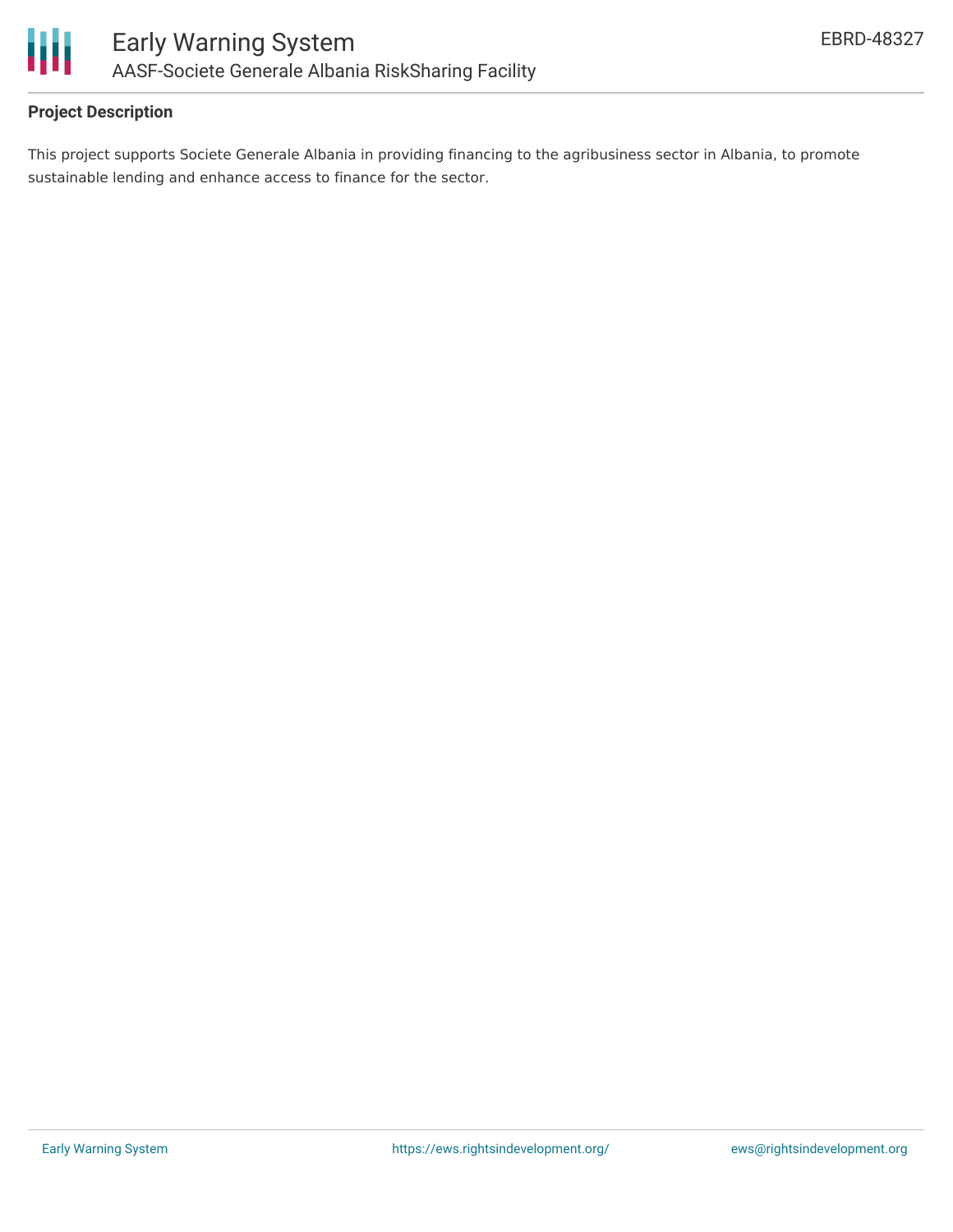## Project Description

This project supports Societe Generale Albania in providing financing to the agribusiness sector in Albania, to promote sustainable lending and enhance access to finance for the sector.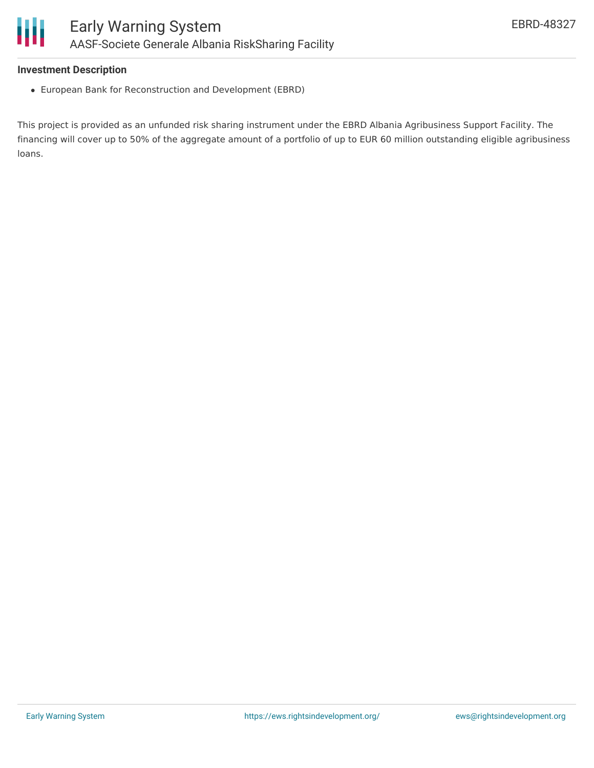### Investment Description

- European Bank for Reconstruction and Development (EBRD)

This project is provided as an unfunded risk sharing instrument under the EBRD Albania Agribusiness Support Facility. The financing will cover up to 50% of the aggregate amount of a portfolio of up to EUR 60 million outstanding eligible agribusiness loans.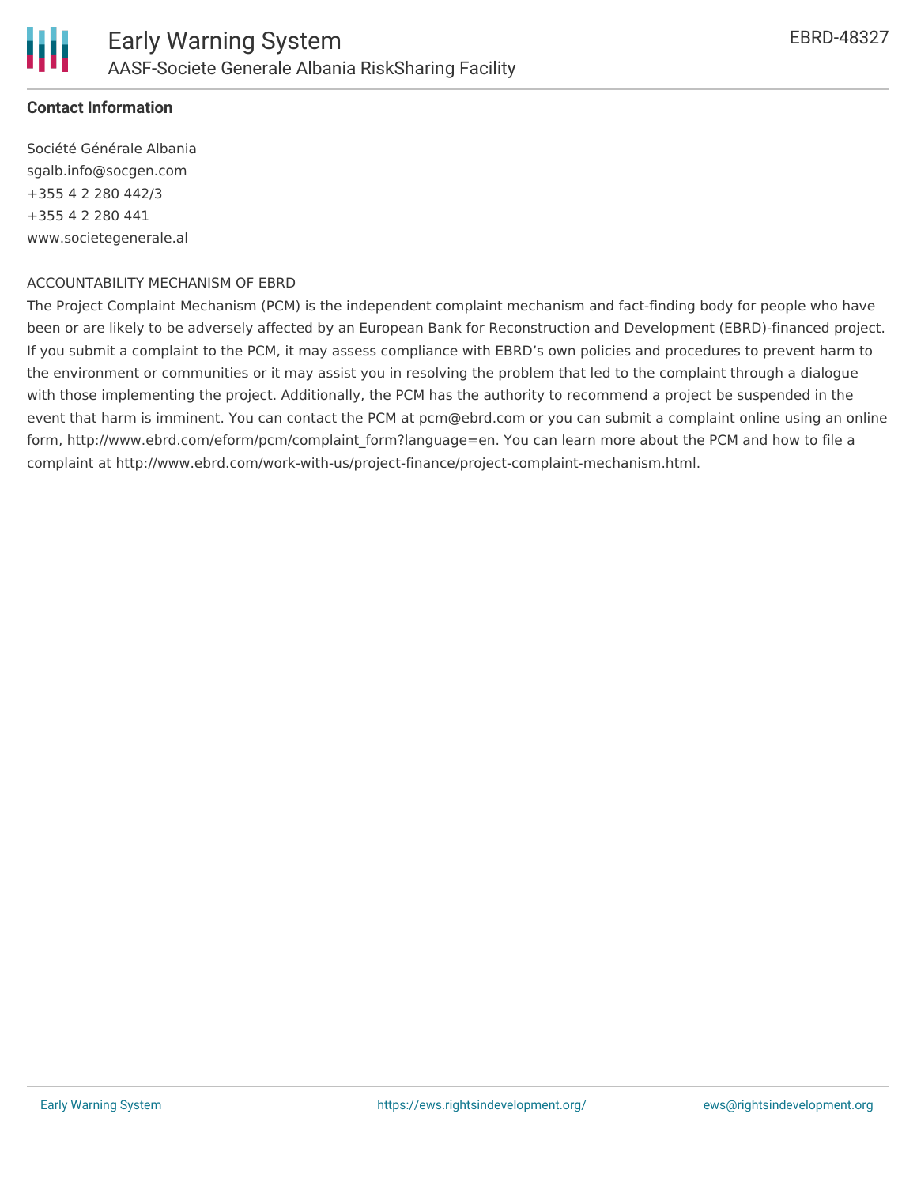**Contact Information**

Société Générale Albania
sgalb.info@socgen.com
+355 4 2 280 442/3
+355 4 2 280 441
www.societegenerale.al

ACCOUNTABILITY MECHANISM OF EBRD

The Project Complaint Mechanism (PCM) is the independent complaint mechanism and fact-finding body for people who have been or are likely to be adversely affected by an European Bank for Reconstruction and Development (EBRD)-financed project. If you submit a complaint to the PCM, it may assess compliance with EBRD's own policies and procedures to prevent harm to the environment or communities or it may assist you in resolving the problem that led to the complaint through a dialogue with those implementing the project. Additionally, the PCM has the authority to recommend a project be suspended in the event that harm is imminent. You can contact the PCM at pcm@ebrd.com or you can submit a complaint online using an online form, http://www.ebrd.com/eform/pcm/complaint_form?language=en. You can learn more about the PCM and how to file a complaint at http://www.ebrd.com/work-with-us/project-finance/project-complaint-mechanism.html.